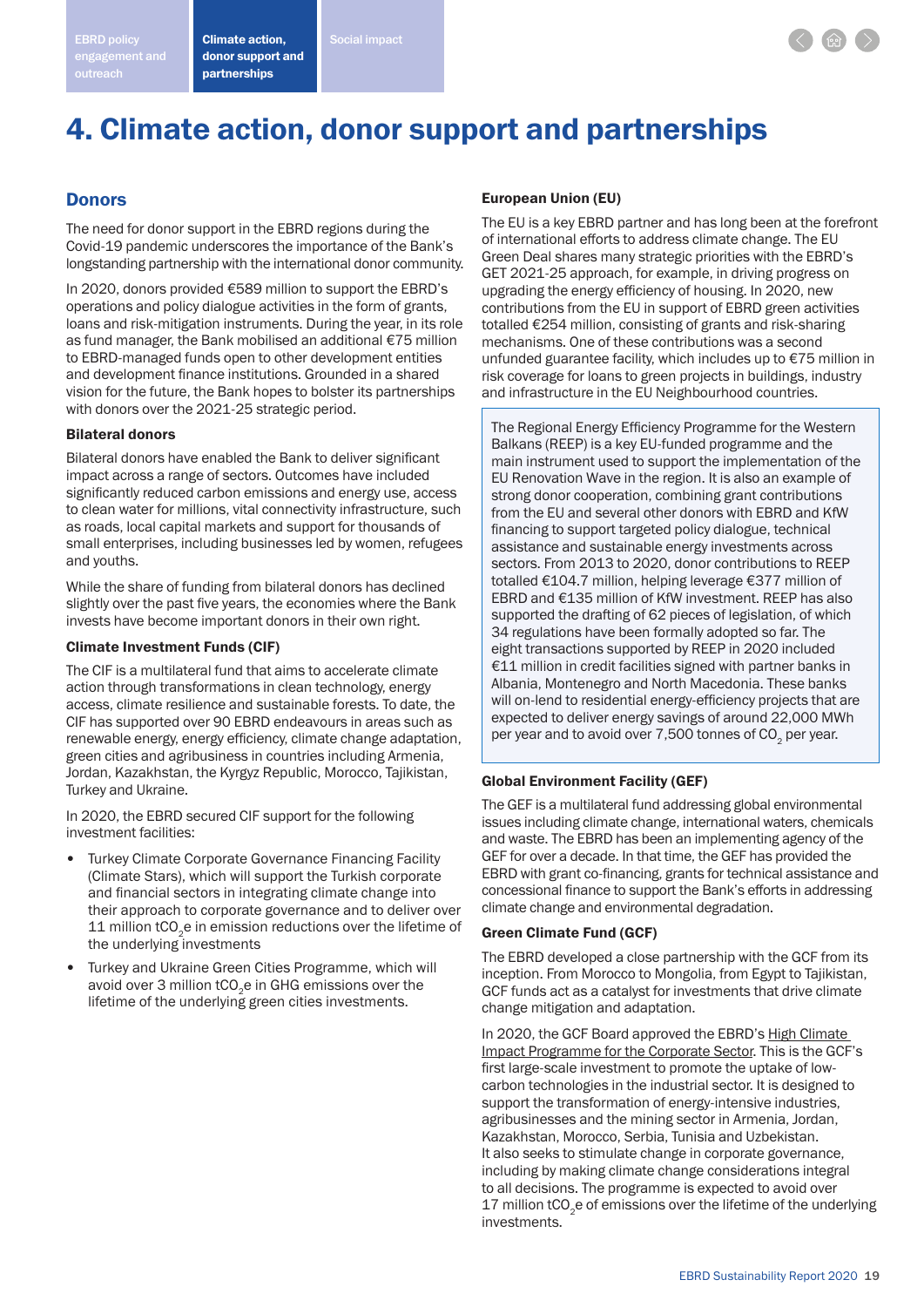# 4. Climate action, donor support and partnerships

## Donors

The need for donor support in the EBRD regions during the Covid-19 pandemic underscores the importance of the Bank's longstanding partnership with the international donor community.

In 2020, donors provided €589 million to support the EBRD's operations and policy dialogue activities in the form of grants, loans and risk-mitigation instruments. During the year, in its role as fund manager, the Bank mobilised an additional €75 million to EBRD-managed funds open to other development entities and development finance institutions. Grounded in a shared vision for the future, the Bank hopes to bolster its partnerships with donors over the 2021-25 strategic period.

### Bilateral donors

Bilateral donors have enabled the Bank to deliver significant impact across a range of sectors. Outcomes have included significantly reduced carbon emissions and energy use, access to clean water for millions, vital connectivity infrastructure, such as roads, local capital markets and support for thousands of small enterprises, including businesses led by women, refugees and youths.

While the share of funding from bilateral donors has declined slightly over the past five years, the economies where the Bank invests have become important donors in their own right.

### Climate Investment Funds (CIF)

The CIF is a multilateral fund that aims to accelerate climate action through transformations in clean technology, energy access, climate resilience and sustainable forests. To date, the CIF has supported over 90 EBRD endeavours in areas such as renewable energy, energy efficiency, climate change adaptation, green cities and agribusiness in countries including Armenia, Jordan, Kazakhstan, the Kyrgyz Republic, Morocco, Tajikistan, Turkey and Ukraine.

In 2020, the EBRD secured CIF support for the following investment facilities:

- Turkey Climate Corporate Governance Financing Facility (Climate Stars), which will support the Turkish corporate and financial sectors in integrating climate change into their approach to corporate governance and to deliver over 11 million $tCO_2e$ in emission reductions over the lifetime of the underlying investments
- Turkey and Ukraine Green Cities Programme, which will avoid over 3 million $tCO_2e$ in GHG emissions over the lifetime of the underlying green cities investments.

### European Union (EU)

The EU is a key EBRD partner and has long been at the forefront of international efforts to address climate change. The EU Green Deal shares many strategic priorities with the EBRD's GET 2021-25 approach, for example, in driving progress on upgrading the energy efficiency of housing. In 2020, new contributions from the EU in support of EBRD green activities totalled €254 million, consisting of grants and risk-sharing mechanisms. One of these contributions was a second unfunded guarantee facility, which includes up to €75 million in risk coverage for loans to green projects in buildings, industry and infrastructure in the EU Neighbourhood countries.

> The Regional Energy Efficiency Programme for the Western Balkans (REEP) is a key EU-funded programme and the main instrument used to support the implementation of the EU Renovation Wave in the region. It is also an example of strong donor cooperation, combining grant contributions from the EU and several other donors with EBRD and KfW financing to support targeted policy dialogue, technical assistance and sustainable energy investments across sectors. From 2013 to 2020, donor contributions to REEP totalled €104.7 million, helping leverage €377 million of EBRD and €135 million of KfW investment. REEP has also supported the drafting of 62 pieces of legislation, of which 34 regulations have been formally adopted so far. The eight transactions supported by REEP in 2020 included €11 million in credit facilities signed with partner banks in Albania, Montenegro and North Macedonia. These banks will on-lend to residential energy-efficiency projects that are expected to deliver energy savings of around 22,000 MWh per year and to avoid over 7,500 tonnes of $CO_2$ per year.

### Global Environment Facility (GEF)

The GEF is a multilateral fund addressing global environmental issues including climate change, international waters, chemicals and waste. The EBRD has been an implementing agency of the GEF for over a decade. In that time, the GEF has provided the EBRD with grant co-financing, grants for technical assistance and concessional finance to support the Bank's efforts in addressing climate change and environmental degradation.

### Green Climate Fund (GCF)

The EBRD developed a close partnership with the GCF from its inception. From Morocco to Mongolia, from Egypt to Tajikistan, GCF funds act as a catalyst for investments that drive climate change mitigation and adaptation.

In 2020, the GCF Board approved the EBRD's High Climate Impact Programme for the Corporate Sector. This is the GCF's first large-scale investment to promote the uptake of low-carbon technologies in the industrial sector. It is designed to support the transformation of energy-intensive industries, agribusinesses and the mining sector in Armenia, Jordan, Kazakhstan, Morocco, Serbia, Tunisia and Uzbekistan. It also seeks to stimulate change in corporate governance, including by making climate change considerations integral to all decisions. The programme is expected to avoid over 17 million $tCO_2e$ of emissions over the lifetime of the underlying investments.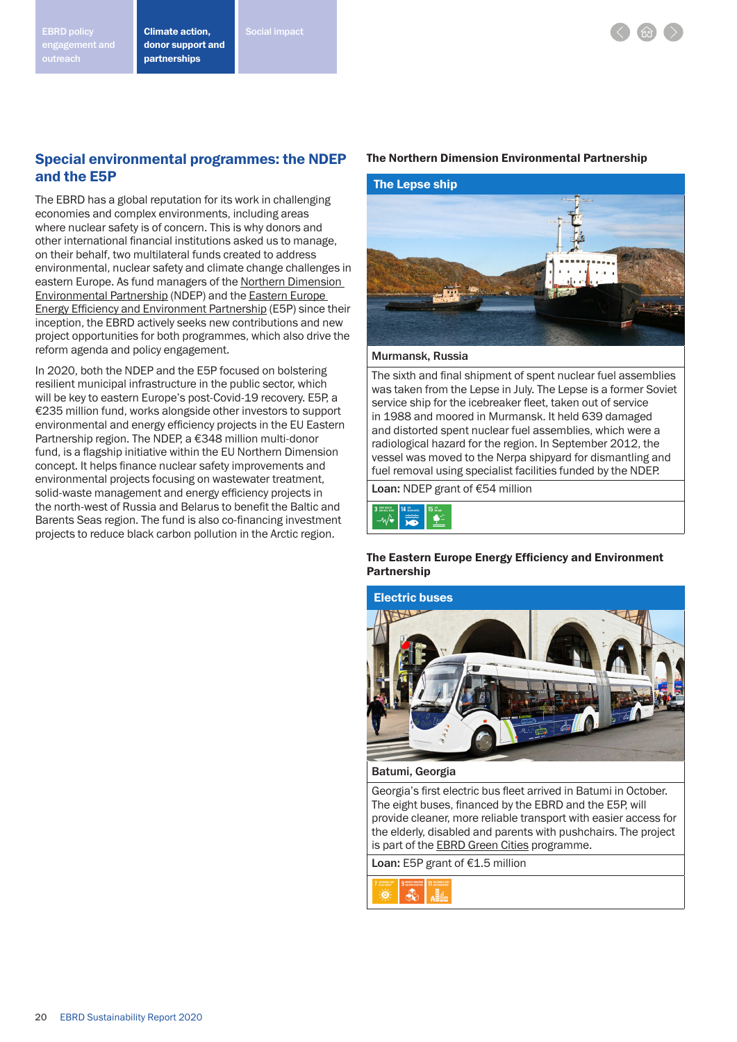## Special environmental programmes: the NDEP and the E5P

The EBRD has a global reputation for its work in challenging economies and complex environments, including areas where nuclear safety is of concern. This is why donors and other international financial institutions asked us to manage, on their behalf, two multilateral funds created to address environmental, nuclear safety and climate change challenges in eastern Europe. As fund managers of the Northern Dimension Environmental Partnership (NDEP) and the Eastern Europe Energy Efficiency and Environment Partnership (E5P) since their inception, the EBRD actively seeks new contributions and new project opportunities for both programmes, which also drive the reform agenda and policy engagement.

In 2020, both the NDEP and the E5P focused on bolstering resilient municipal infrastructure in the public sector, which will be key to eastern Europe's post-Covid-19 recovery. E5P, a €235 million fund, works alongside other investors to support environmental and energy efficiency projects in the EU Eastern Partnership region. The NDEP, a €348 million multi-donor fund, is a flagship initiative within the EU Northern Dimension concept. It helps finance nuclear safety improvements and environmental projects focusing on wastewater treatment, solid-waste management and energy efficiency projects in the north-west of Russia and Belarus to benefit the Baltic and Barents Seas region. The fund is also co-financing investment projects to reduce black carbon pollution in the Arctic region.

### The Northern Dimension Environmental Partnership

**The Lepse ship**

**Murmansk, Russia**

The sixth and final shipment of spent nuclear fuel assemblies was taken from the Lepse in July. The Lepse is a former Soviet service ship for the icebreaker fleet, taken out of service in 1988 and moored in Murmansk. It held 639 damaged and distorted spent nuclear fuel assemblies, which were a radiological hazard for the region. In September 2012, the vessel was moved to the Nerpa shipyard for dismantling and fuel removal using specialist facilities funded by the NDEP.

**Loan:** NDEP grant of €54 million

### The Eastern Europe Energy Efficiency and Environment Partnership

**Electric buses**

**Batumi, Georgia**

Georgia's first electric bus fleet arrived in Batumi in October. The eight buses, financed by the EBRD and the E5P, will provide cleaner, more reliable transport with easier access for the elderly, disabled and parents with pushchairs. The project is part of the EBRD Green Cities programme.

**Loan:** E5P grant of €1.5 million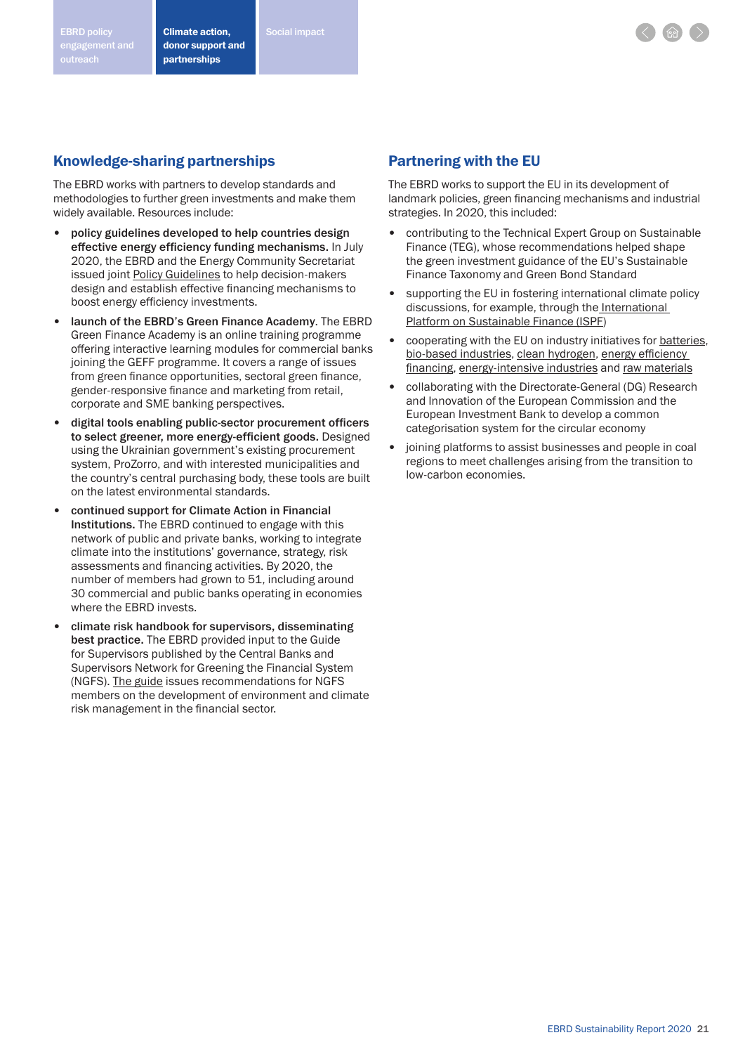## Knowledge-sharing partnerships

The EBRD works with partners to develop standards and methodologies to further green investments and make them widely available. Resources include:

- **policy guidelines developed to help countries design effective energy efficiency funding mechanisms.** In July 2020, the EBRD and the Energy Community Secretariat issued joint Policy Guidelines to help decision-makers design and establish effective financing mechanisms to boost energy efficiency investments.
- **launch of the EBRD's Green Finance Academy**. The EBRD Green Finance Academy is an online training programme offering interactive learning modules for commercial banks joining the GEFF programme. It covers a range of issues from green finance opportunities, sectoral green finance, gender-responsive finance and marketing from retail, corporate and SME banking perspectives.
- **digital tools enabling public-sector procurement officers to select greener, more energy-efficient goods.** Designed using the Ukrainian government's existing procurement system, ProZorro, and with interested municipalities and the country's central purchasing body, these tools are built on the latest environmental standards.
- **continued support for Climate Action in Financial Institutions.** The EBRD continued to engage with this network of public and private banks, working to integrate climate into the institutions' governance, strategy, risk assessments and financing activities. By 2020, the number of members had grown to 51, including around 30 commercial and public banks operating in economies where the EBRD invests.
- **climate risk handbook for supervisors, disseminating best practice.** The EBRD provided input to the Guide for Supervisors published by the Central Banks and Supervisors Network for Greening the Financial System (NGFS). The guide issues recommendations for NGFS members on the development of environment and climate risk management in the financial sector.

## Partnering with the EU

The EBRD works to support the EU in its development of landmark policies, green financing mechanisms and industrial strategies. In 2020, this included:

- contributing to the Technical Expert Group on Sustainable Finance (TEG), whose recommendations helped shape the green investment guidance of the EU's Sustainable Finance Taxonomy and Green Bond Standard
- supporting the EU in fostering international climate policy discussions, for example, through the International Platform on Sustainable Finance (ISPF)
- cooperating with the EU on industry initiatives for batteries, bio-based industries, clean hydrogen, energy efficiency financing, energy-intensive industries and raw materials
- collaborating with the Directorate-General (DG) Research and Innovation of the European Commission and the European Investment Bank to develop a common categorisation system for the circular economy
- joining platforms to assist businesses and people in coal regions to meet challenges arising from the transition to low-carbon economies.